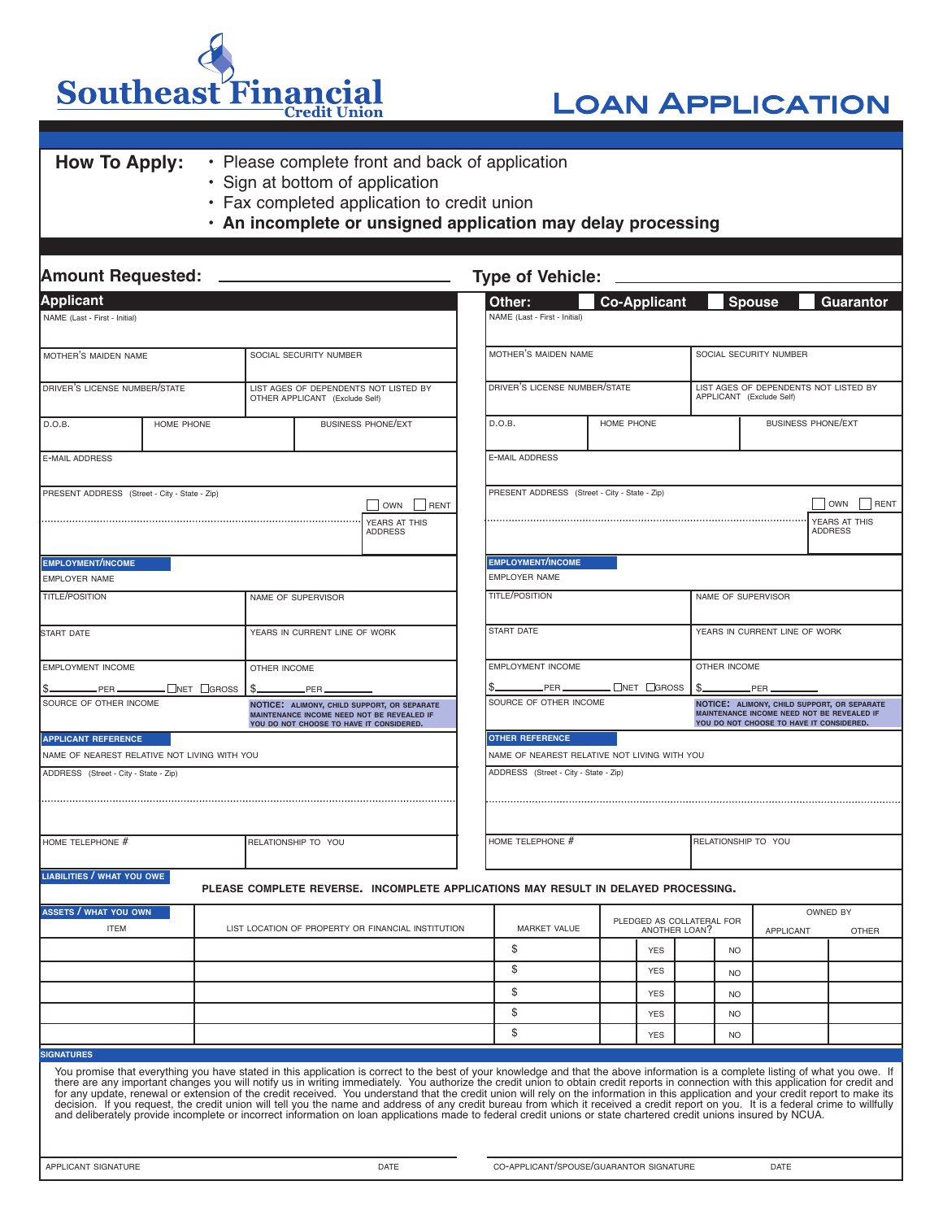# Southeast Financial Credit Union

# LOAN APPLICATION

**How To Apply:**

- Please complete front and back of application
- Sign at bottom of application
- Fax completed application to credit union
- **An incomplete or unsigned application may delay processing**

**Amount Requested:** ______________________ **Type of Vehicle:** ______________________

## Applicant

NAME (Last - First - Initial)

| MOTHER'S MAIDEN NAME | SOCIAL SECURITY NUMBER |
|---|---|
| DRIVER'S LICENSE NUMBER/STATE | LIST AGES OF DEPENDENTS NOT LISTED BY OTHER APPLICANT (Exclude Self) |

| D.O.B. | HOME PHONE | BUSINESS PHONE/EXT |
|---|---|---|

E-MAIL ADDRESS

PRESENT ADDRESS (Street - City - State - Zip) ☐ OWN ☐ RENT

YEARS AT THIS ADDRESS

**EMPLOYMENT/INCOME**

EMPLOYER NAME

| TITLE/POSITION | NAME OF SUPERVISOR |
|---|---|
| START DATE | YEARS IN CURRENT LINE OF WORK |
| EMPLOYMENT INCOME<br>$______ PER ______ ☐NET ☐GROSS | OTHER INCOME<br>$______ PER ______ |
| SOURCE OF OTHER INCOME | **NOTICE: ALIMONY, CHILD SUPPORT, OR SEPARATE MAINTENANCE INCOME NEED NOT BE REVEALED IF YOU DO NOT CHOOSE TO HAVE IT CONSIDERED.** |

**APPLICANT REFERENCE**

NAME OF NEAREST RELATIVE NOT LIVING WITH YOU

ADDRESS (Street - City - State - Zip)

| HOME TELEPHONE # | RELATIONSHIP TO YOU |
|---|---|

## Other: ☐ Co-Applicant ☐ Spouse ☐ Guarantor

NAME (Last - First - Initial)

| MOTHER'S MAIDEN NAME | SOCIAL SECURITY NUMBER |
|---|---|
| DRIVER'S LICENSE NUMBER/STATE | LIST AGES OF DEPENDENTS NOT LISTED BY APPLICANT (Exclude Self) |

| D.O.B. | HOME PHONE | BUSINESS PHONE/EXT |
|---|---|---|

E-MAIL ADDRESS

PRESENT ADDRESS (Street - City - State - Zip) ☐ OWN ☐ RENT

YEARS AT THIS ADDRESS

**EMPLOYMENT/INCOME**

EMPLOYER NAME

| TITLE/POSITION | NAME OF SUPERVISOR |
|---|---|
| START DATE | YEARS IN CURRENT LINE OF WORK |
| EMPLOYMENT INCOME<br>$______ PER ______ ☐NET ☐GROSS | OTHER INCOME<br>$______ PER ______ |
| SOURCE OF OTHER INCOME | **NOTICE: ALIMONY, CHILD SUPPORT, OR SEPARATE MAINTENANCE INCOME NEED NOT BE REVEALED IF YOU DO NOT CHOOSE TO HAVE IT CONSIDERED.** |

**OTHER REFERENCE**

NAME OF NEAREST RELATIVE NOT LIVING WITH YOU

ADDRESS (Street - City - State - Zip)

| HOME TELEPHONE # | RELATIONSHIP TO YOU |
|---|---|

**LIABILITIES / WHAT YOU OWE**

**PLEASE COMPLETE REVERSE. INCOMPLETE APPLICATIONS MAY RESULT IN DELAYED PROCESSING.**

**ASSETS / WHAT YOU OWN**

| ITEM | LIST LOCATION OF PROPERTY OR FINANCIAL INSTITUTION | MARKET VALUE | PLEDGED AS COLLATERAL FOR ANOTHER LOAN? | | | | OWNED BY | |
|---|---|---|---|---|---|---|---|---|
| | | | | | | | APPLICANT | OTHER |
| | | $ | | YES | | NO | | |
| | | $ | | YES | | NO | | |
| | | $ | | YES | | NO | | |
| | | $ | | YES | | NO | | |
| | | $ | | YES | | NO | | |

**SIGNATURES**

You promise that everything you have stated in this application is correct to the best of your knowledge and that the above information is a complete listing of what you owe. If there are any important changes you will notify us in writing immediately. You authorize the credit union to obtain credit reports in connection with this application for credit and for any update, renewal or extension of the credit received. You understand that the credit union will rely on the information in this application and your credit report to make its decision. If you request, the credit union will tell you the name and address of any credit bureau from which it received a credit report on you. It is a federal crime to willfully and deliberately provide incomplete or incorrect information on loan applications made to federal credit unions or state chartered credit unions insured by NCUA.

| APPLICANT SIGNATURE | DATE | CO-APPLICANT/SPOUSE/GUARANTOR SIGNATURE | DATE |
|---|---|---|---|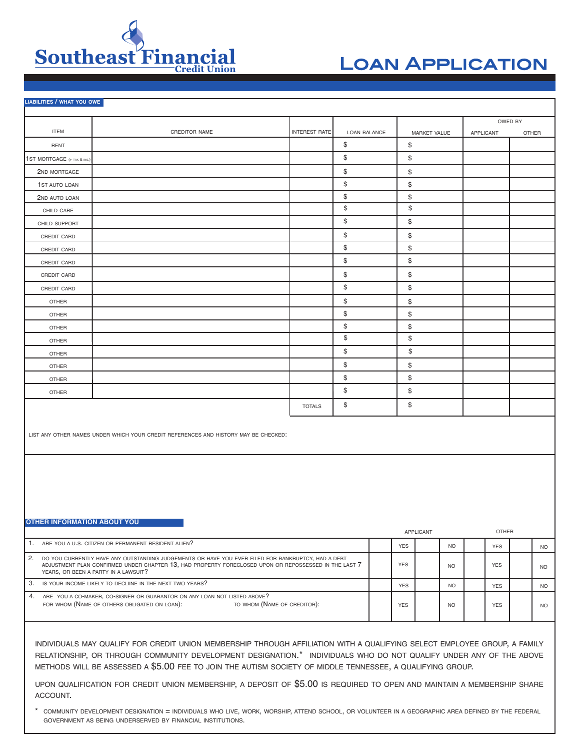# Southeast Financial Credit Union

# LOAN APPLICATION

## LIABILITIES / WHAT YOU OWE

| ITEM | CREDITOR NAME | INTEREST RATE | LOAN BALANCE | MARKET VALUE | OWED BY APPLICANT | OWED BY OTHER |
|---|---|---|---|---|---|---|
| RENT | | | $ | $ | | |
| 1ST MORTGAGE (+ TAX & INS.) | | | $ | $ | | |
| 2ND MORTGAGE | | | $ | $ | | |
| 1ST AUTO LOAN | | | $ | $ | | |
| 2ND AUTO LOAN | | | $ | $ | | |
| CHILD CARE | | | $ | $ | | |
| CHILD SUPPORT | | | $ | $ | | |
| CREDIT CARD | | | $ | $ | | |
| CREDIT CARD | | | $ | $ | | |
| CREDIT CARD | | | $ | $ | | |
| CREDIT CARD | | | $ | $ | | |
| CREDIT CARD | | | $ | $ | | |
| OTHER | | | $ | $ | | |
| OTHER | | | $ | $ | | |
| OTHER | | | $ | $ | | |
| OTHER | | | $ | $ | | |
| OTHER | | | $ | $ | | |
| OTHER | | | $ | $ | | |
| OTHER | | | $ | $ | | |
| OTHER | | | $ | $ | | |
| | | TOTALS | $ | $ | | |

LIST ANY OTHER NAMES UNDER WHICH YOUR CREDIT REFERENCES AND HISTORY MAY BE CHECKED:

## OTHER INFORMATION ABOUT YOU

| | APPLICANT | | | | OTHER | | | |
|---|---|---|---|---|---|---|---|---|
| 1. ARE YOU A U.S. CITIZEN OR PERMANENT RESIDENT ALIEN? | | YES | | NO | | YES | | NO |
| 2. DO YOU CURRENTLY HAVE ANY OUTSTANDING JUDGEMENTS OR HAVE YOU EVER FILED FOR BANKRUPTCY, HAD A DEBT ADJUSTMENT PLAN CONFIRMED UNDER CHAPTER 13, HAD PROPERTY FORECLOSED UPON OR REPOSSESSED IN THE LAST 7 YEARS, OR BEEN A PARTY IN A LAWSUIT? | | YES | | NO | | YES | | NO |
| 3. IS YOUR INCOME LIKELY TO DECLIINE IN THE NEXT TWO YEARS? | | YES | | NO | | YES | | NO |
| 4. ARE YOU A CO-MAKER, CO-SIGNER OR GUARANTOR ON ANY LOAN NOT LISTED ABOVE? FOR WHOM (NAME OF OTHERS OBLIGATED ON LOAN): TO WHOM (NAME OF CREDITOR): | | YES | | NO | | YES | | NO |

INDIVIDUALS MAY QUALIFY FOR CREDIT UNION MEMBERSHIP THROUGH AFFILIATION WITH A QUALIFYING SELECT EMPLOYEE GROUP, A FAMILY RELATIONSHIP, OR THROUGH COMMUNITY DEVELOPMENT DESIGNATION.* INDIVIDUALS WHO DO NOT QUALIFY UNDER ANY OF THE ABOVE METHODS WILL BE ASSESSED A $5.00 FEE TO JOIN THE AUTISM SOCIETY OF MIDDLE TENNESSEE, A QUALIFYING GROUP.

UPON QUALIFICATION FOR CREDIT UNION MEMBERSHIP, A DEPOSIT OF $5.00 IS REQUIRED TO OPEN AND MAINTAIN A MEMBERSHIP SHARE ACCOUNT.

* COMMUNITY DEVELOPMENT DESIGNATION = INDIVIDUALS WHO LIVE, WORK, WORSHIP, ATTEND SCHOOL, OR VOLUNTEER IN A GEOGRAPHIC AREA DEFINED BY THE FEDERAL GOVERNMENT AS BEING UNDERSERVED BY FINANCIAL INSTITUTIONS.